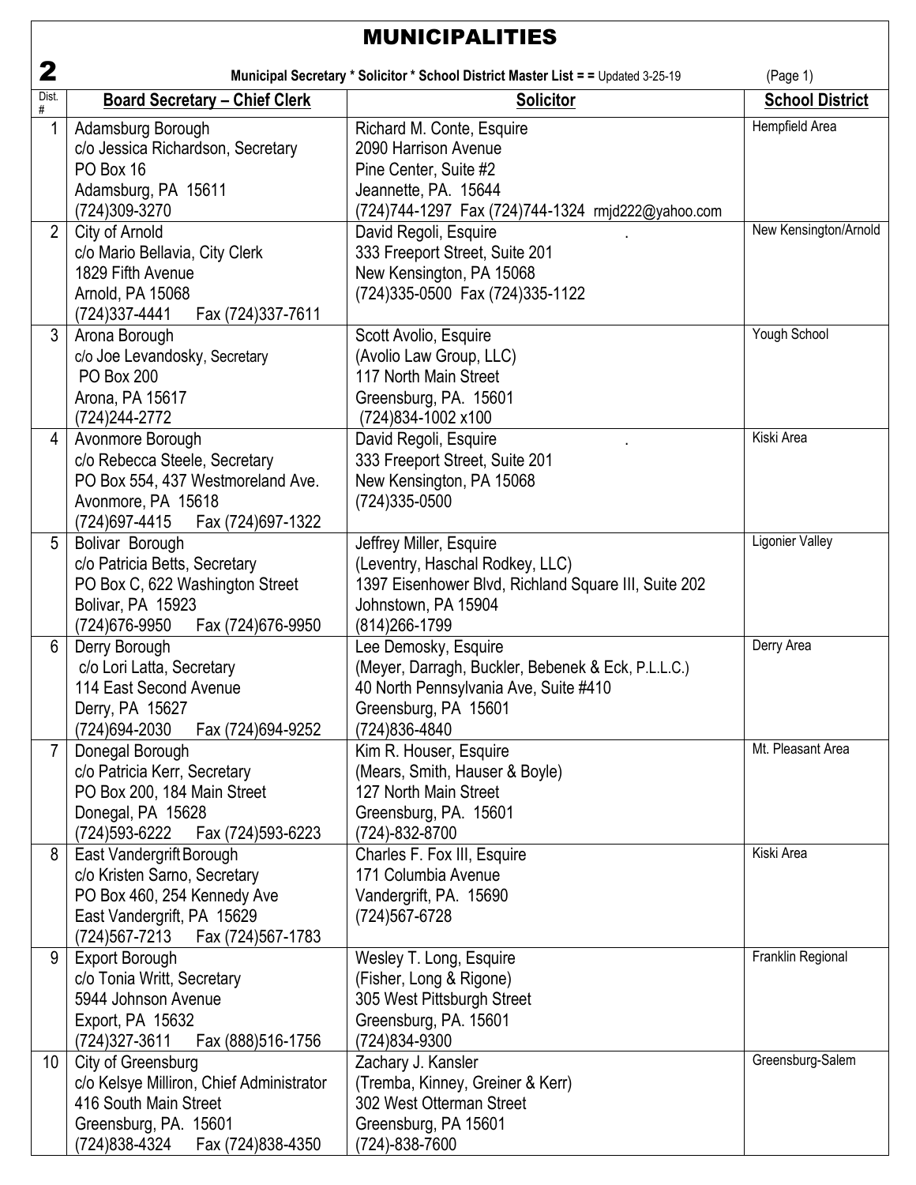# MUNICIPALITIES

**2** **Municipal Secretary * Solicitor * School District Master List = =** Updated 3-25-19 (Page 1)

| Dist. # | Board Secretary – Chief Clerk | Solicitor | School District |
|---|---|---|---|
| 1 | Adamsburg Borough<br>c/o Jessica Richardson, Secretary<br>PO Box 16<br>Adamsburg, PA 15611<br>(724)309-3270 | Richard M. Conte, Esquire<br>2090 Harrison Avenue<br>Pine Center, Suite #2<br>Jeannette, PA. 15644<br>(724)744-1297 Fax (724)744-1324 rmjd222@yahoo.com | Hempfield Area |
| 2 | City of Arnold<br>c/o Mario Bellavia, City Clerk<br>1829 Fifth Avenue<br>Arnold, PA 15068<br>(724)337-4441 Fax (724)337-7611 | David Regoli, Esquire .<br>333 Freeport Street, Suite 201<br>New Kensington, PA 15068<br>(724)335-0500 Fax (724)335-1122 | New Kensington/Arnold |
| 3 | Arona Borough<br>c/o Joe Levandosky, Secretary<br>PO Box 200<br>Arona, PA 15617<br>(724)244-2772 | Scott Avolio, Esquire<br>(Avolio Law Group, LLC)<br>117 North Main Street<br>Greensburg, PA. 15601<br>(724)834-1002 x100 | Yough School |
| 4 | Avonmore Borough<br>c/o Rebecca Steele, Secretary<br>PO Box 554, 437 Westmoreland Ave.<br>Avonmore, PA 15618<br>(724)697-4415 Fax (724)697-1322 | David Regoli, Esquire .<br>333 Freeport Street, Suite 201<br>New Kensington, PA 15068<br>(724)335-0500 | Kiski Area |
| 5 | Bolivar Borough<br>c/o Patricia Betts, Secretary<br>PO Box C, 622 Washington Street<br>Bolivar, PA 15923<br>(724)676-9950 Fax (724)676-9950 | Jeffrey Miller, Esquire<br>(Leventry, Haschal Rodkey, LLC)<br>1397 Eisenhower Blvd, Richland Square III, Suite 202<br>Johnstown, PA 15904<br>(814)266-1799 | Ligonier Valley |
| 6 | Derry Borough<br>c/o Lori Latta, Secretary<br>114 East Second Avenue<br>Derry, PA 15627<br>(724)694-2030 Fax (724)694-9252 | Lee Demosky, Esquire<br>(Meyer, Darragh, Buckler, Bebenek & Eck, P.L.L.C.)<br>40 North Pennsylvania Ave, Suite #410<br>Greensburg, PA 15601<br>(724)836-4840 | Derry Area |
| 7 | Donegal Borough<br>c/o Patricia Kerr, Secretary<br>PO Box 200, 184 Main Street<br>Donegal, PA 15628<br>(724)593-6222 Fax (724)593-6223 | Kim R. Houser, Esquire<br>(Mears, Smith, Hauser & Boyle)<br>127 North Main Street<br>Greensburg, PA. 15601<br>(724)-832-8700 | Mt. Pleasant Area |
| 8 | East Vandergrift Borough<br>c/o Kristen Sarno, Secretary<br>PO Box 460, 254 Kennedy Ave<br>East Vandergrift, PA 15629<br>(724)567-7213 Fax (724)567-1783 | Charles F. Fox III, Esquire<br>171 Columbia Avenue<br>Vandergrift, PA. 15690<br>(724)567-6728 | Kiski Area |
| 9 | Export Borough<br>c/o Tonia Writt, Secretary<br>5944 Johnson Avenue<br>Export, PA 15632<br>(724)327-3611 Fax (888)516-1756 | Wesley T. Long, Esquire<br>(Fisher, Long & Rigone)<br>305 West Pittsburgh Street<br>Greensburg, PA. 15601<br>(724)834-9300 | Franklin Regional |
| 10 | City of Greensburg<br>c/o Kelsye Milliron, Chief Administrator<br>416 South Main Street<br>Greensburg, PA. 15601<br>(724)838-4324 Fax (724)838-4350 | Zachary J. Kansler<br>(Tremba, Kinney, Greiner & Kerr)<br>302 West Otterman Street<br>Greensburg, PA 15601<br>(724)-838-7600 | Greensburg-Salem |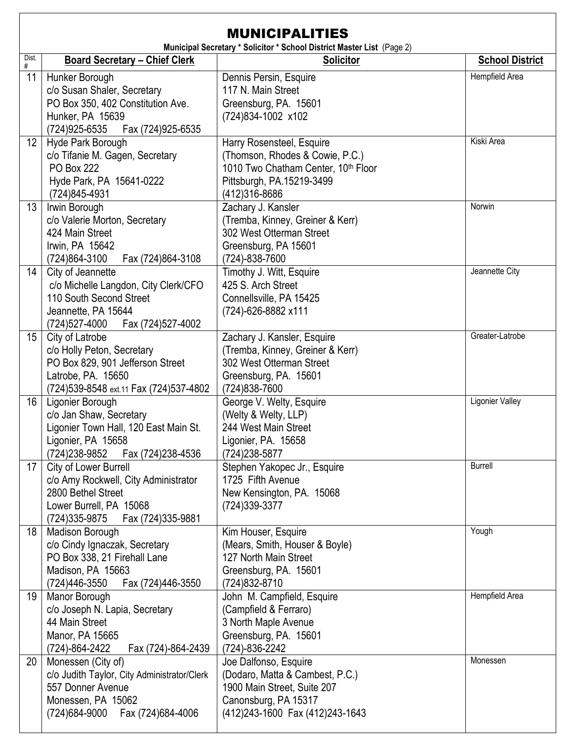# MUNICIPALITIES

**Municipal Secretary * Solicitor * School District Master List** (Page 2)

| Dist. # | Board Secretary – Chief Clerk | Solicitor | School District |
|---|---|---|---|
| 11 | Hunker Borough<br>c/o Susan Shaler, Secretary<br>PO Box 350, 402 Constitution Ave.<br>Hunker, PA 15639<br>(724)925-6535 Fax (724)925-6535 | Dennis Persin, Esquire<br>117 N. Main Street<br>Greensburg, PA. 15601<br>(724)834-1002 x102 | Hempfield Area |
| 12 | Hyde Park Borough<br>c/o Tifanie M. Gagen, Secretary<br>PO Box 222<br>Hyde Park, PA 15641-0222<br>(724)845-4931 | Harry Rosensteel, Esquire<br>(Thomson, Rhodes & Cowie, P.C.)<br>1010 Two Chatham Center, 10th Floor<br>Pittsburgh, PA.15219-3499<br>(412)316-8686 | Kiski Area |
| 13 | Irwin Borough<br>c/o Valerie Morton, Secretary<br>424 Main Street<br>Irwin, PA 15642<br>(724)864-3100 Fax (724)864-3108 | Zachary J. Kansler<br>(Tremba, Kinney, Greiner & Kerr)<br>302 West Otterman Street<br>Greensburg, PA 15601<br>(724)-838-7600 | Norwin |
| 14 | City of Jeannette<br>c/o Michelle Langdon, City Clerk/CFO<br>110 South Second Street<br>Jeannette, PA 15644<br>(724)527-4000 Fax (724)527-4002 | Timothy J. Witt, Esquire<br>425 S. Arch Street<br>Connellsville, PA 15425<br>(724)-626-8882 x111 | Jeannette City |
| 15 | City of Latrobe<br>c/o Holly Peton, Secretary<br>PO Box 829, 901 Jefferson Street<br>Latrobe, PA. 15650<br>(724)539-8548 ext.11 Fax (724)537-4802 | Zachary J. Kansler, Esquire<br>(Tremba, Kinney, Greiner & Kerr)<br>302 West Otterman Street<br>Greensburg, PA. 15601<br>(724)838-7600 | Greater-Latrobe |
| 16 | Ligonier Borough<br>c/o Jan Shaw, Secretary<br>Ligonier Town Hall, 120 East Main St.<br>Ligonier, PA 15658<br>(724)238-9852 Fax (724)238-4536 | George V. Welty, Esquire<br>(Welty & Welty, LLP)<br>244 West Main Street<br>Ligonier, PA. 15658<br>(724)238-5877 | Ligonier Valley |
| 17 | City of Lower Burrell<br>c/o Amy Rockwell, City Administrator<br>2800 Bethel Street<br>Lower Burrell, PA 15068<br>(724)335-9875 Fax (724)335-9881 | Stephen Yakopec Jr., Esquire<br>1725 Fifth Avenue<br>New Kensington, PA. 15068<br>(724)339-3377 | Burrell |
| 18 | Madison Borough<br>c/o Cindy Ignaczak, Secretary<br>PO Box 338, 21 Firehall Lane<br>Madison, PA 15663<br>(724)446-3550 Fax (724)446-3550 | Kim Houser, Esquire<br>(Mears, Smith, Houser & Boyle)<br>127 North Main Street<br>Greensburg, PA. 15601<br>(724)832-8710 | Yough |
| 19 | Manor Borough<br>c/o Joseph N. Lapia, Secretary<br>44 Main Street<br>Manor, PA 15665<br>(724)-864-2422 Fax (724)-864-2439 | John M. Campfield, Esquire<br>(Campfield & Ferraro)<br>3 North Maple Avenue<br>Greensburg, PA. 15601<br>(724)-836-2242 | Hempfield Area |
| 20 | Monessen (City of)<br>c/o Judith Taylor, City Administrator/Clerk<br>557 Donner Avenue<br>Monessen, PA 15062<br>(724)684-9000 Fax (724)684-4006 | Joe Dalfonso, Esquire<br>(Dodaro, Matta & Cambest, P.C.)<br>1900 Main Street, Suite 207<br>Canonsburg, PA 15317<br>(412)243-1600 Fax (412)243-1643 | Monessen |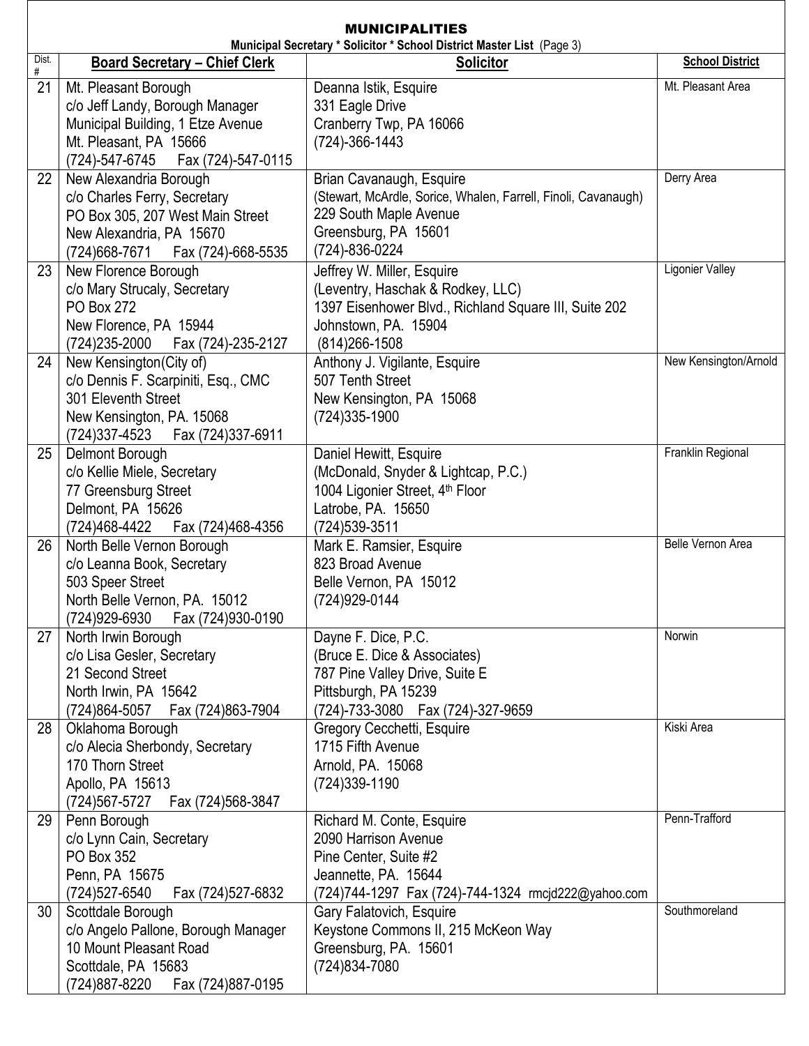# MUNICIPALITIES

**Municipal Secretary * Solicitor * School District Master List** (Page 3)

| Dist. # | Board Secretary – Chief Clerk | Solicitor | School District |
|---|---|---|---|
| 21 | Mt. Pleasant Borough<br>c/o Jeff Landy, Borough Manager<br>Municipal Building, 1 Etze Avenue<br>Mt. Pleasant, PA 15666<br>(724)-547-6745 Fax (724)-547-0115 | Deanna Istik, Esquire<br>331 Eagle Drive<br>Cranberry Twp, PA 16066<br>(724)-366-1443 | Mt. Pleasant Area |
| 22 | New Alexandria Borough<br>c/o Charles Ferry, Secretary<br>PO Box 305, 207 West Main Street<br>New Alexandria, PA 15670<br>(724)668-7671 Fax (724)-668-5535 | Brian Cavanaugh, Esquire<br>(Stewart, McArdle, Sorice, Whalen, Farrell, Finoli, Cavanaugh)<br>229 South Maple Avenue<br>Greensburg, PA 15601<br>(724)-836-0224 | Derry Area |
| 23 | New Florence Borough<br>c/o Mary Strucaly, Secretary<br>PO Box 272<br>New Florence, PA 15944<br>(724)235-2000 Fax (724)-235-2127 | Jeffrey W. Miller, Esquire<br>(Leventry, Haschak & Rodkey, LLC)<br>1397 Eisenhower Blvd., Richland Square III, Suite 202<br>Johnstown, PA. 15904<br>(814)266-1508 | Ligonier Valley |
| 24 | New Kensington(City of)<br>c/o Dennis F. Scarpiniti, Esq., CMC<br>301 Eleventh Street<br>New Kensington, PA. 15068<br>(724)337-4523 Fax (724)337-6911 | Anthony J. Vigilante, Esquire<br>507 Tenth Street<br>New Kensington, PA 15068<br>(724)335-1900 | New Kensington/Arnold |
| 25 | Delmont Borough<br>c/o Kellie Miele, Secretary<br>77 Greensburg Street<br>Delmont, PA 15626<br>(724)468-4422 Fax (724)468-4356 | Daniel Hewitt, Esquire<br>(McDonald, Snyder & Lightcap, P.C.)<br>1004 Ligonier Street, 4th Floor<br>Latrobe, PA. 15650<br>(724)539-3511 | Franklin Regional |
| 26 | North Belle Vernon Borough<br>c/o Leanna Book, Secretary<br>503 Speer Street<br>North Belle Vernon, PA. 15012<br>(724)929-6930 Fax (724)930-0190 | Mark E. Ramsier, Esquire<br>823 Broad Avenue<br>Belle Vernon, PA 15012<br>(724)929-0144 | Belle Vernon Area |
| 27 | North Irwin Borough<br>c/o Lisa Gesler, Secretary<br>21 Second Street<br>North Irwin, PA 15642<br>(724)864-5057 Fax (724)863-7904 | Dayne F. Dice, P.C.<br>(Bruce E. Dice & Associates)<br>787 Pine Valley Drive, Suite E<br>Pittsburgh, PA 15239<br>(724)-733-3080 Fax (724)-327-9659 | Norwin |
| 28 | Oklahoma Borough<br>c/o Alecia Sherbondy, Secretary<br>170 Thorn Street<br>Apollo, PA 15613<br>(724)567-5727 Fax (724)568-3847 | Gregory Cecchetti, Esquire<br>1715 Fifth Avenue<br>Arnold, PA. 15068<br>(724)339-1190 | Kiski Area |
| 29 | Penn Borough<br>c/o Lynn Cain, Secretary<br>PO Box 352<br>Penn, PA 15675<br>(724)527-6540 Fax (724)527-6832 | Richard M. Conte, Esquire<br>2090 Harrison Avenue<br>Pine Center, Suite #2<br>Jeannette, PA. 15644<br>(724)744-1297 Fax (724)-744-1324 rmcjd222@yahoo.com | Penn-Trafford |
| 30 | Scottdale Borough<br>c/o Angelo Pallone, Borough Manager<br>10 Mount Pleasant Road<br>Scottdale, PA 15683<br>(724)887-8220 Fax (724)887-0195 | Gary Falatovich, Esquire<br>Keystone Commons II, 215 McKeon Way<br>Greensburg, PA. 15601<br>(724)834-7080 | Southmoreland |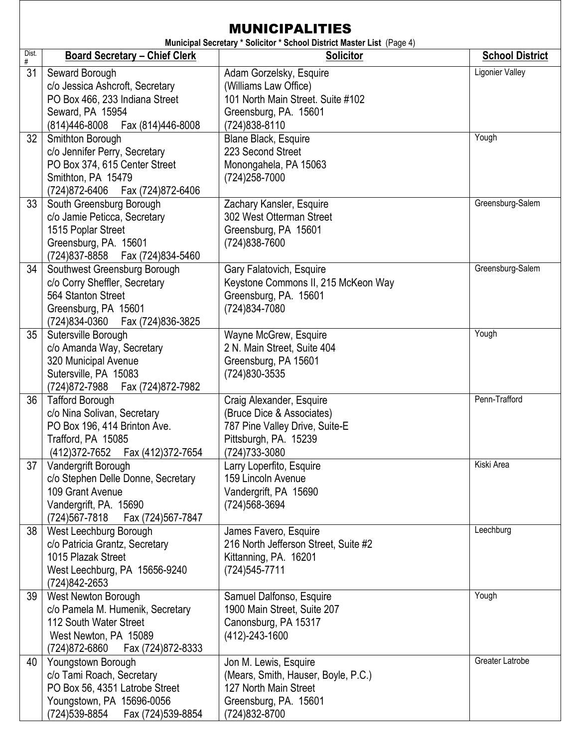# MUNICIPALITIES

**Municipal Secretary * Solicitor * School District Master List** (Page 4)

| Dist. # | Board Secretary – Chief Clerk | Solicitor | School District |
|---|---|---|---|
| 31 | Seward Borough<br>c/o Jessica Ashcroft, Secretary<br>PO Box 466, 233 Indiana Street<br>Seward, PA 15954<br>(814)446-8008 Fax (814)446-8008 | Adam Gorzelsky, Esquire<br>(Williams Law Office)<br>101 North Main Street. Suite #102<br>Greensburg, PA. 15601<br>(724)838-8110 | Ligonier Valley |
| 32 | Smithton Borough<br>c/o Jennifer Perry, Secretary<br>PO Box 374, 615 Center Street<br>Smithton, PA 15479<br>(724)872-6406 Fax (724)872-6406 | Blane Black, Esquire<br>223 Second Street<br>Monongahela, PA 15063<br>(724)258-7000 | Yough |
| 33 | South Greensburg Borough<br>c/o Jamie Peticca, Secretary<br>1515 Poplar Street<br>Greensburg, PA. 15601<br>(724)837-8858 Fax (724)834-5460 | Zachary Kansler, Esquire<br>302 West Otterman Street<br>Greensburg, PA 15601<br>(724)838-7600 | Greensburg-Salem |
| 34 | Southwest Greensburg Borough<br>c/o Corry Sheffler, Secretary<br>564 Stanton Street<br>Greensburg, PA 15601<br>(724)834-0360 Fax (724)836-3825 | Gary Falatovich, Esquire<br>Keystone Commons II, 215 McKeon Way<br>Greensburg, PA. 15601<br>(724)834-7080 | Greensburg-Salem |
| 35 | Sutersville Borough<br>c/o Amanda Way, Secretary<br>320 Municipal Avenue<br>Sutersville, PA 15083<br>(724)872-7988 Fax (724)872-7982 | Wayne McGrew, Esquire<br>2 N. Main Street, Suite 404<br>Greensburg, PA 15601<br>(724)830-3535 | Yough |
| 36 | Tafford Borough<br>c/o Nina Solivan, Secretary<br>PO Box 196, 414 Brinton Ave.<br>Trafford, PA 15085<br>(412)372-7652 Fax (412)372-7654 | Craig Alexander, Esquire<br>(Bruce Dice & Associates)<br>787 Pine Valley Drive, Suite-E<br>Pittsburgh, PA. 15239<br>(724)733-3080 | Penn-Trafford |
| 37 | Vandergrift Borough<br>c/o Stephen Delle Donne, Secretary<br>109 Grant Avenue<br>Vandergrift, PA. 15690<br>(724)567-7818 Fax (724)567-7847 | Larry Loperfito, Esquire<br>159 Lincoln Avenue<br>Vandergrift, PA 15690<br>(724)568-3694 | Kiski Area |
| 38 | West Leechburg Borough<br>c/o Patricia Grantz, Secretary<br>1015 Plazak Street<br>West Leechburg, PA 15656-9240<br>(724)842-2653 | James Favero, Esquire<br>216 North Jefferson Street, Suite #2<br>Kittanning, PA. 16201<br>(724)545-7711 | Leechburg |
| 39 | West Newton Borough<br>c/o Pamela M. Humenik, Secretary<br>112 South Water Street<br>West Newton, PA 15089<br>(724)872-6860 Fax (724)872-8333 | Samuel Dalfonso, Esquire<br>1900 Main Street, Suite 207<br>Canonsburg, PA 15317<br>(412)-243-1600 | Yough |
| 40 | Youngstown Borough<br>c/o Tami Roach, Secretary<br>PO Box 56, 4351 Latrobe Street<br>Youngstown, PA 15696-0056<br>(724)539-8854 Fax (724)539-8854 | Jon M. Lewis, Esquire<br>(Mears, Smith, Hauser, Boyle, P.C.)<br>127 North Main Street<br>Greensburg, PA. 15601<br>(724)832-8700 | Greater Latrobe |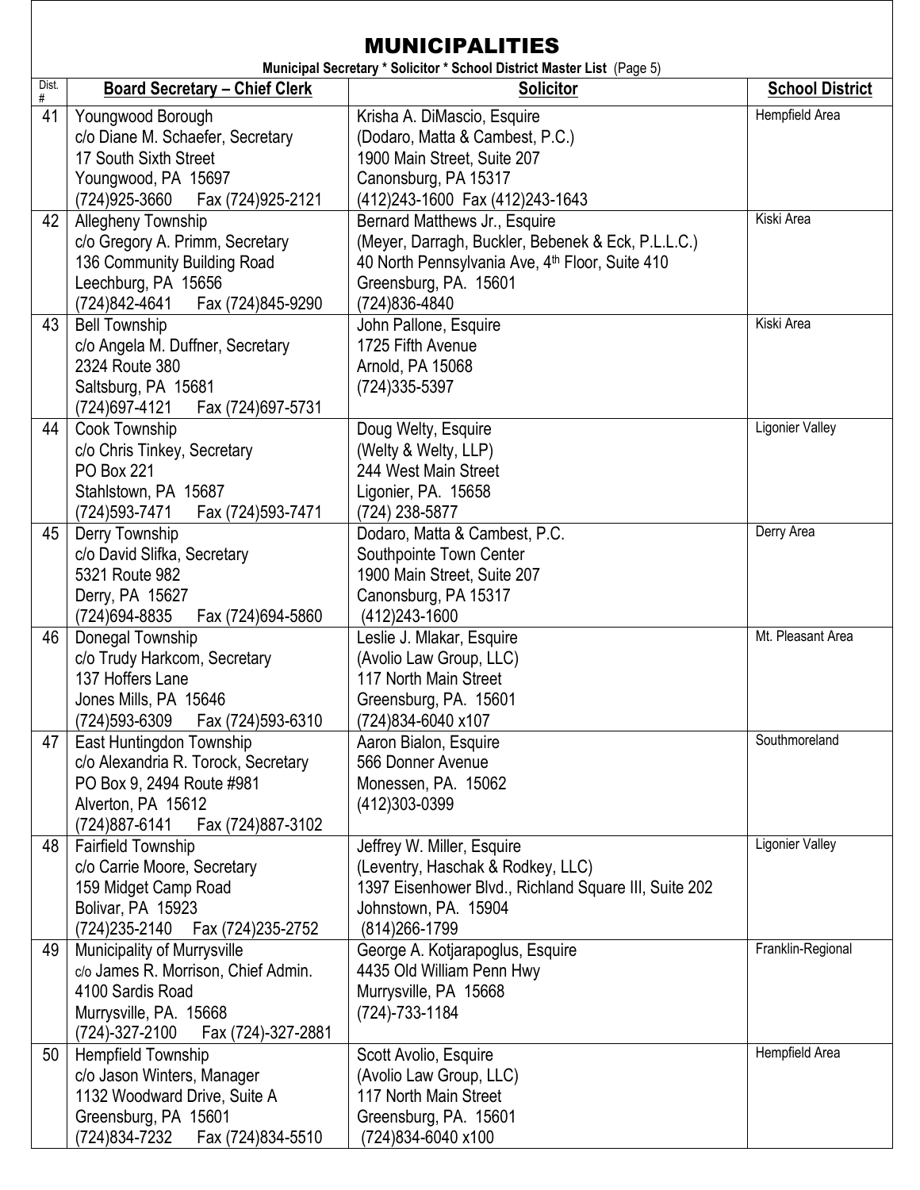# MUNICIPALITIES

**Municipal Secretary * Solicitor * School District Master List** (Page 5)

| Dist. # | Board Secretary – Chief Clerk | Solicitor | School District |
|---|---|---|---|
| 41 | Youngwood Borough<br>c/o Diane M. Schaefer, Secretary<br>17 South Sixth Street<br>Youngwood, PA 15697<br>(724)925-3660 Fax (724)925-2121 | Krisha A. DiMascio, Esquire<br>(Dodaro, Matta & Cambest, P.C.)<br>1900 Main Street, Suite 207<br>Canonsburg, PA 15317<br>(412)243-1600 Fax (412)243-1643 | Hempfield Area |
| 42 | Allegheny Township<br>c/o Gregory A. Primm, Secretary<br>136 Community Building Road<br>Leechburg, PA 15656<br>(724)842-4641 Fax (724)845-9290 | Bernard Matthews Jr., Esquire<br>(Meyer, Darragh, Buckler, Bebenek & Eck, P.L.L.C.)<br>40 North Pennsylvania Ave, 4th Floor, Suite 410<br>Greensburg, PA. 15601<br>(724)836-4840 | Kiski Area |
| 43 | Bell Township<br>c/o Angela M. Duffner, Secretary<br>2324 Route 380<br>Saltsburg, PA 15681<br>(724)697-4121 Fax (724)697-5731 | John Pallone, Esquire<br>1725 Fifth Avenue<br>Arnold, PA 15068<br>(724)335-5397 | Kiski Area |
| 44 | Cook Township<br>c/o Chris Tinkey, Secretary<br>PO Box 221<br>Stahlstown, PA 15687<br>(724)593-7471 Fax (724)593-7471 | Doug Welty, Esquire<br>(Welty & Welty, LLP)<br>244 West Main Street<br>Ligonier, PA. 15658<br>(724) 238-5877 | Ligonier Valley |
| 45 | Derry Township<br>c/o David Slifka, Secretary<br>5321 Route 982<br>Derry, PA 15627<br>(724)694-8835 Fax (724)694-5860 | Dodaro, Matta & Cambest, P.C.<br>Southpointe Town Center<br>1900 Main Street, Suite 207<br>Canonsburg, PA 15317<br>(412)243-1600 | Derry Area |
| 46 | Donegal Township<br>c/o Trudy Harkcom, Secretary<br>137 Hoffers Lane<br>Jones Mills, PA 15646<br>(724)593-6309 Fax (724)593-6310 | Leslie J. Mlakar, Esquire<br>(Avolio Law Group, LLC)<br>117 North Main Street<br>Greensburg, PA. 15601<br>(724)834-6040 x107 | Mt. Pleasant Area |
| 47 | East Huntingdon Township<br>c/o Alexandria R. Torock, Secretary<br>PO Box 9, 2494 Route #981<br>Alverton, PA 15612<br>(724)887-6141 Fax (724)887-3102 | Aaron Bialon, Esquire<br>566 Donner Avenue<br>Monessen, PA. 15062<br>(412)303-0399 | Southmoreland |
| 48 | Fairfield Township<br>c/o Carrie Moore, Secretary<br>159 Midget Camp Road<br>Bolivar, PA 15923<br>(724)235-2140 Fax (724)235-2752 | Jeffrey W. Miller, Esquire<br>(Leventry, Haschak & Rodkey, LLC)<br>1397 Eisenhower Blvd., Richland Square III, Suite 202<br>Johnstown, PA. 15904<br>(814)266-1799 | Ligonier Valley |
| 49 | Municipality of Murrysville<br>c/o James R. Morrison, Chief Admin.<br>4100 Sardis Road<br>Murrysville, PA. 15668<br>(724)-327-2100 Fax (724)-327-2881 | George A. Kotjarapoglus, Esquire<br>4435 Old William Penn Hwy<br>Murrysville, PA 15668<br>(724)-733-1184 | Franklin-Regional |
| 50 | Hempfield Township<br>c/o Jason Winters, Manager<br>1132 Woodward Drive, Suite A<br>Greensburg, PA 15601<br>(724)834-7232 Fax (724)834-5510 | Scott Avolio, Esquire<br>(Avolio Law Group, LLC)<br>117 North Main Street<br>Greensburg, PA. 15601<br>(724)834-6040 x100 | Hempfield Area |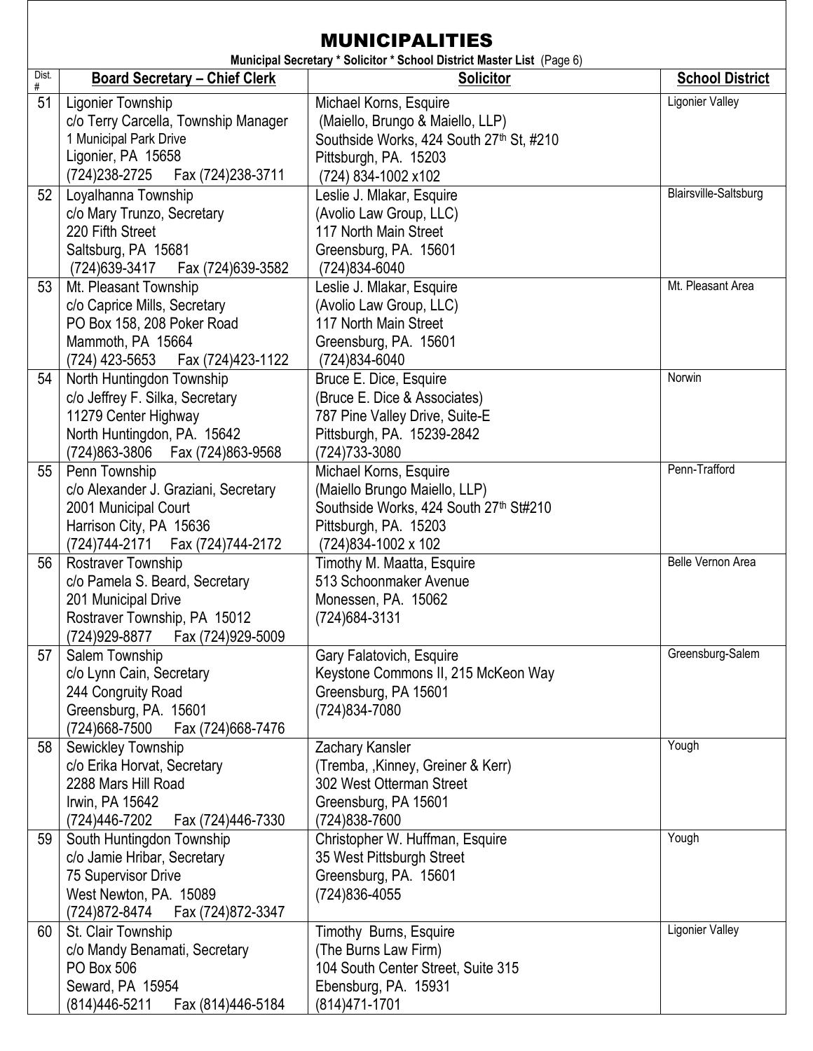# MUNICIPALITIES

**Municipal Secretary * Solicitor * School District Master List** (Page 6)

| Dist. # | Board Secretary – Chief Clerk | Solicitor | School District |
|---|---|---|---|
| 51 | Ligonier Township<br>c/o Terry Carcella, Township Manager<br>1 Municipal Park Drive<br>Ligonier, PA 15658<br>(724)238-2725 Fax (724)238-3711 | Michael Korns, Esquire<br>(Maiello, Brungo & Maiello, LLP)<br>Southside Works, 424 South 27th St, #210<br>Pittsburgh, PA. 15203<br>(724) 834-1002 x102 | Ligonier Valley |
| 52 | Loyalhanna Township<br>c/o Mary Trunzo, Secretary<br>220 Fifth Street<br>Saltsburg, PA 15681<br>(724)639-3417 Fax (724)639-3582 | Leslie J. Mlakar, Esquire<br>(Avolio Law Group, LLC)<br>117 North Main Street<br>Greensburg, PA. 15601<br>(724)834-6040 | Blairsville-Saltsburg |
| 53 | Mt. Pleasant Township<br>c/o Caprice Mills, Secretary<br>PO Box 158, 208 Poker Road<br>Mammoth, PA 15664<br>(724) 423-5653 Fax (724)423-1122 | Leslie J. Mlakar, Esquire<br>(Avolio Law Group, LLC)<br>117 North Main Street<br>Greensburg, PA. 15601<br>(724)834-6040 | Mt. Pleasant Area |
| 54 | North Huntingdon Township<br>c/o Jeffrey F. Silka, Secretary<br>11279 Center Highway<br>North Huntingdon, PA. 15642<br>(724)863-3806 Fax (724)863-9568 | Bruce E. Dice, Esquire<br>(Bruce E. Dice & Associates)<br>787 Pine Valley Drive, Suite-E<br>Pittsburgh, PA. 15239-2842<br>(724)733-3080 | Norwin |
| 55 | Penn Township<br>c/o Alexander J. Graziani, Secretary<br>2001 Municipal Court<br>Harrison City, PA 15636<br>(724)744-2171 Fax (724)744-2172 | Michael Korns, Esquire<br>(Maiello Brungo Maiello, LLP)<br>Southside Works, 424 South 27th St#210<br>Pittsburgh, PA. 15203<br>(724)834-1002 x 102 | Penn-Trafford |
| 56 | Rostraver Township<br>c/o Pamela S. Beard, Secretary<br>201 Municipal Drive<br>Rostraver Township, PA 15012<br>(724)929-8877 Fax (724)929-5009 | Timothy M. Maatta, Esquire<br>513 Schoonmaker Avenue<br>Monessen, PA. 15062<br>(724)684-3131 | Belle Vernon Area |
| 57 | Salem Township<br>c/o Lynn Cain, Secretary<br>244 Congruity Road<br>Greensburg, PA. 15601<br>(724)668-7500 Fax (724)668-7476 | Gary Falatovich, Esquire<br>Keystone Commons II, 215 McKeon Way<br>Greensburg, PA 15601<br>(724)834-7080 | Greensburg-Salem |
| 58 | Sewickley Township<br>c/o Erika Horvat, Secretary<br>2288 Mars Hill Road<br>Irwin, PA 15642<br>(724)446-7202 Fax (724)446-7330 | Zachary Kansler<br>(Tremba, ,Kinney, Greiner & Kerr)<br>302 West Otterman Street<br>Greensburg, PA 15601<br>(724)838-7600 | Yough |
| 59 | South Huntingdon Township<br>c/o Jamie Hribar, Secretary<br>75 Supervisor Drive<br>West Newton, PA. 15089<br>(724)872-8474 Fax (724)872-3347 | Christopher W. Huffman, Esquire<br>35 West Pittsburgh Street<br>Greensburg, PA. 15601<br>(724)836-4055 | Yough |
| 60 | St. Clair Township<br>c/o Mandy Benamati, Secretary<br>PO Box 506<br>Seward, PA 15954<br>(814)446-5211 Fax (814)446-5184 | Timothy Burns, Esquire<br>(The Burns Law Firm)<br>104 South Center Street, Suite 315<br>Ebensburg, PA. 15931<br>(814)471-1701 | Ligonier Valley |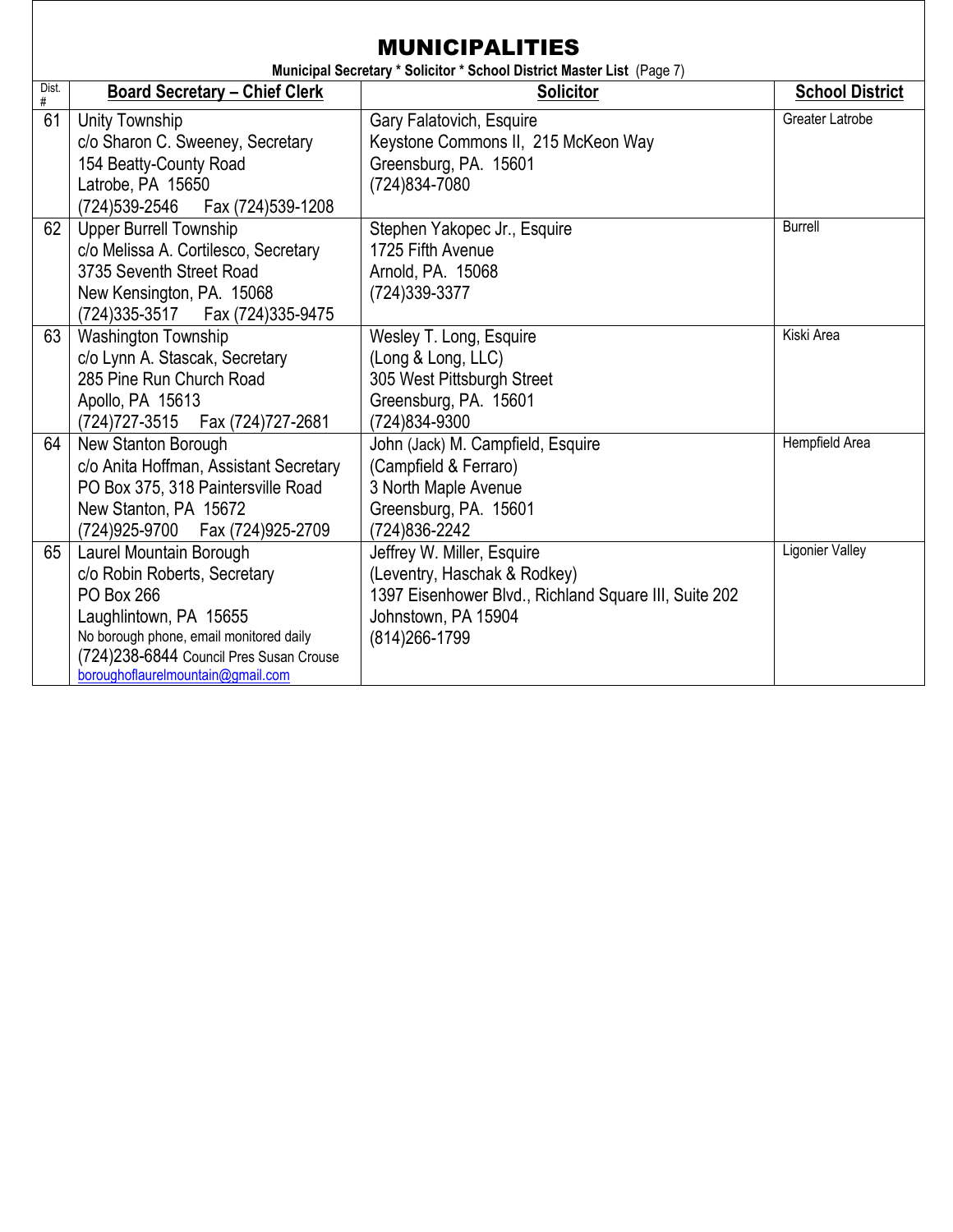# MUNICIPALITIES

**Municipal Secretary * Solicitor * School District Master List** (Page 7)

| Dist. # | Board Secretary – Chief Clerk | Solicitor | School District |
|---|---|---|---|
| 61 | Unity Township<br>c/o Sharon C. Sweeney, Secretary<br>154 Beatty-County Road<br>Latrobe, PA 15650<br>(724)539-2546 Fax (724)539-1208 | Gary Falatovich, Esquire<br>Keystone Commons II, 215 McKeon Way<br>Greensburg, PA. 15601<br>(724)834-7080 | Greater Latrobe |
| 62 | Upper Burrell Township<br>c/o Melissa A. Cortilesco, Secretary<br>3735 Seventh Street Road<br>New Kensington, PA. 15068<br>(724)335-3517 Fax (724)335-9475 | Stephen Yakopec Jr., Esquire<br>1725 Fifth Avenue<br>Arnold, PA. 15068<br>(724)339-3377 | Burrell |
| 63 | Washington Township<br>c/o Lynn A. Stascak, Secretary<br>285 Pine Run Church Road<br>Apollo, PA 15613<br>(724)727-3515 Fax (724)727-2681 | Wesley T. Long, Esquire<br>(Long & Long, LLC)<br>305 West Pittsburgh Street<br>Greensburg, PA. 15601<br>(724)834-9300 | Kiski Area |
| 64 | New Stanton Borough<br>c/o Anita Hoffman, Assistant Secretary<br>PO Box 375, 318 Paintersville Road<br>New Stanton, PA 15672<br>(724)925-9700 Fax (724)925-2709 | John (Jack) M. Campfield, Esquire<br>(Campfield & Ferraro)<br>3 North Maple Avenue<br>Greensburg, PA. 15601<br>(724)836-2242 | Hempfield Area |
| 65 | Laurel Mountain Borough<br>c/o Robin Roberts, Secretary<br>PO Box 266<br>Laughlintown, PA 15655<br>No borough phone, email monitored daily<br>(724)238-6844 Council Pres Susan Crouse<br>boroughoflaurelmountain@gmail.com | Jeffrey W. Miller, Esquire<br>(Leventry, Haschak & Rodkey)<br>1397 Eisenhower Blvd., Richland Square III, Suite 202<br>Johnstown, PA 15904<br>(814)266-1799 | Ligonier Valley |